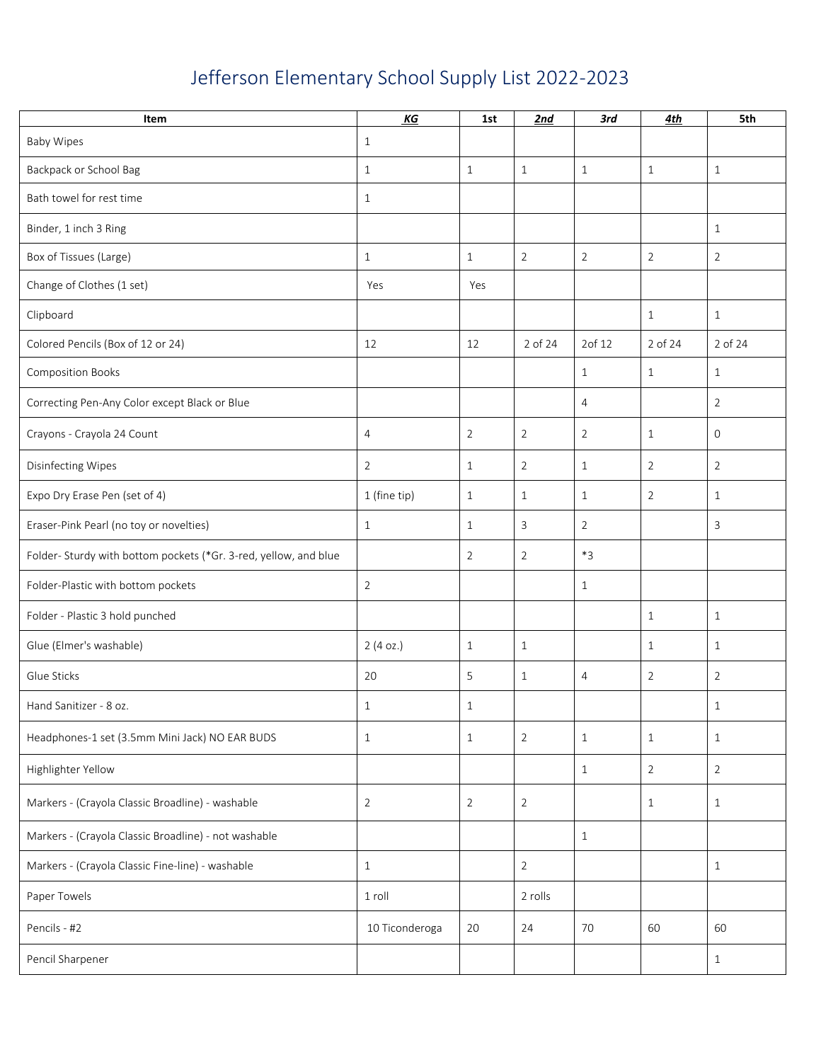# Jefferson Elementary School Supply List 2022-2023

| Item | ***KG*** | 1st | ***2nd*** | *3rd* | ***4th*** | 5th |
|---|---|---|---|---|---|---|
| Baby Wipes | 1 | | | | | |
| Backpack or School Bag | 1 | 1 | 1 | 1 | 1 | 1 |
| Bath towel for rest time | 1 | | | | | |
| Binder, 1 inch 3 Ring | | | | | | 1 |
| Box of Tissues (Large) | 1 | 1 | 2 | 2 | 2 | 2 |
| Change of Clothes (1 set) | Yes | Yes | | | | |
| Clipboard | | | | | 1 | 1 |
| Colored Pencils (Box of 12 or 24) | 12 | 12 | 2 of 24 | 2of 12 | 2 of 24 | 2 of 24 |
| Composition Books | | | | 1 | 1 | 1 |
| Correcting Pen-Any Color except Black or Blue | | | | 4 | | 2 |
| Crayons - Crayola 24 Count | 4 | 2 | 2 | 2 | 1 | 0 |
| Disinfecting Wipes | 2 | 1 | 2 | 1 | 2 | 2 |
| Expo Dry Erase Pen (set of 4) | 1 (fine tip) | 1 | 1 | 1 | 2 | 1 |
| Eraser-Pink Pearl (no toy or novelties) | 1 | 1 | 3 | 2 | | 3 |
| Folder- Sturdy with bottom pockets (*Gr. 3-red, yellow, and blue | | 2 | 2 | *3 | | |
| Folder-Plastic with bottom pockets | 2 | | | 1 | | |
| Folder - Plastic 3 hold punched | | | | | 1 | 1 |
| Glue (Elmer's washable) | 2 (4 oz.) | 1 | 1 | | 1 | 1 |
| Glue Sticks | 20 | 5 | 1 | 4 | 2 | 2 |
| Hand Sanitizer - 8 oz. | 1 | 1 | | | | 1 |
| Headphones-1 set (3.5mm Mini Jack) NO EAR BUDS | 1 | 1 | 2 | 1 | 1 | 1 |
| Highlighter Yellow | | | | 1 | 2 | 2 |
| Markers - (Crayola Classic Broadline) - washable | 2 | 2 | 2 | | 1 | 1 |
| Markers - (Crayola Classic Broadline) - not washable | | | | 1 | | |
| Markers - (Crayola Classic Fine-line) - washable | 1 | | 2 | | | 1 |
| Paper Towels | 1 roll | | 2 rolls | | | |
| Pencils - #2 | 10 Ticonderoga | 20 | 24 | 70 | 60 | 60 |
| Pencil Sharpener | | | | | | 1 |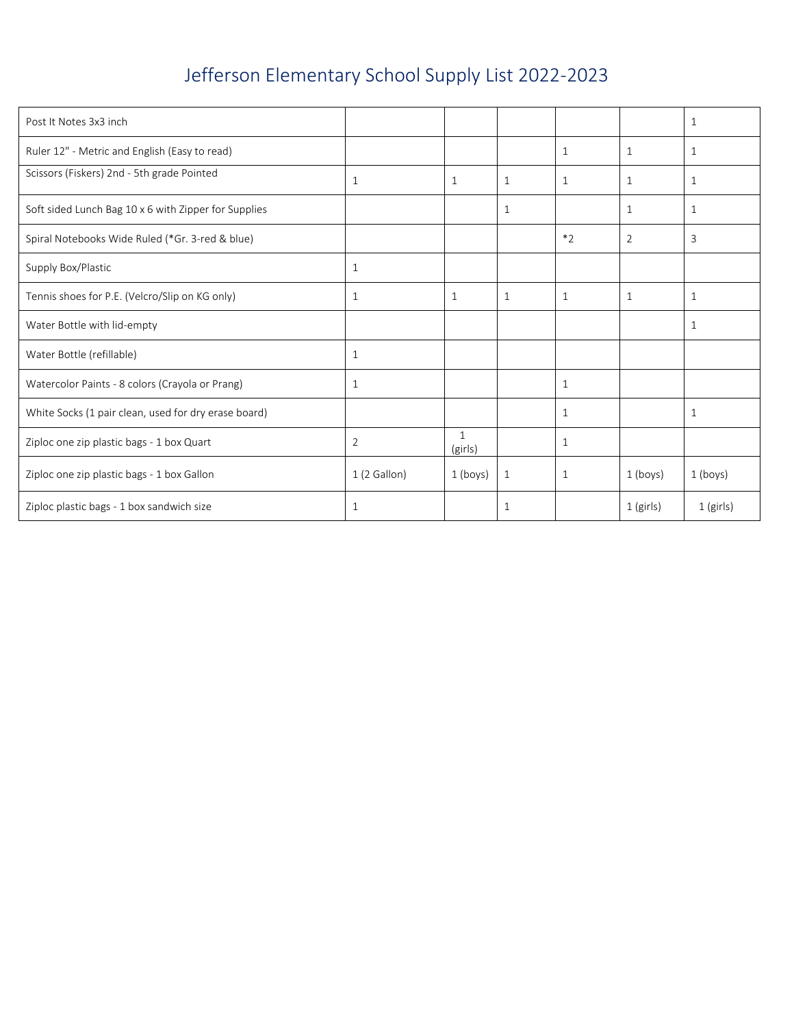# Jefferson Elementary School Supply List 2022-2023

| | | | | | | |
|---|---|---|---|---|---|---|
| Post It Notes 3x3 inch | | | | | | 1 |
| Ruler 12" - Metric and English (Easy to read) | | | | 1 | 1 | 1 |
| Scissors (Fiskers) 2nd - 5th grade Pointed | 1 | 1 | 1 | 1 | 1 | 1 |
| Soft sided Lunch Bag 10 x 6 with Zipper for Supplies | | | 1 | | 1 | 1 |
| Spiral Notebooks Wide Ruled (*Gr. 3-red & blue) | | | | *2 | 2 | 3 |
| Supply Box/Plastic | 1 | | | | | |
| Tennis shoes for P.E. (Velcro/Slip on KG only) | 1 | 1 | 1 | 1 | 1 | 1 |
| Water Bottle with lid-empty | | | | | | 1 |
| Water Bottle (refillable) | 1 | | | | | |
| Watercolor Paints - 8 colors (Crayola or Prang) | 1 | | | 1 | | |
| White Socks (1 pair clean, used for dry erase board) | | | | 1 | | 1 |
| Ziploc one zip plastic bags - 1 box Quart | 2 | 1 (girls) | | 1 | | |
| Ziploc one zip plastic bags - 1 box Gallon | 1 (2 Gallon) | 1 (boys) | 1 | 1 | 1 (boys) | 1 (boys) |
| Ziploc plastic bags - 1 box sandwich size | 1 | | 1 | | 1 (girls) | 1 (girls) |